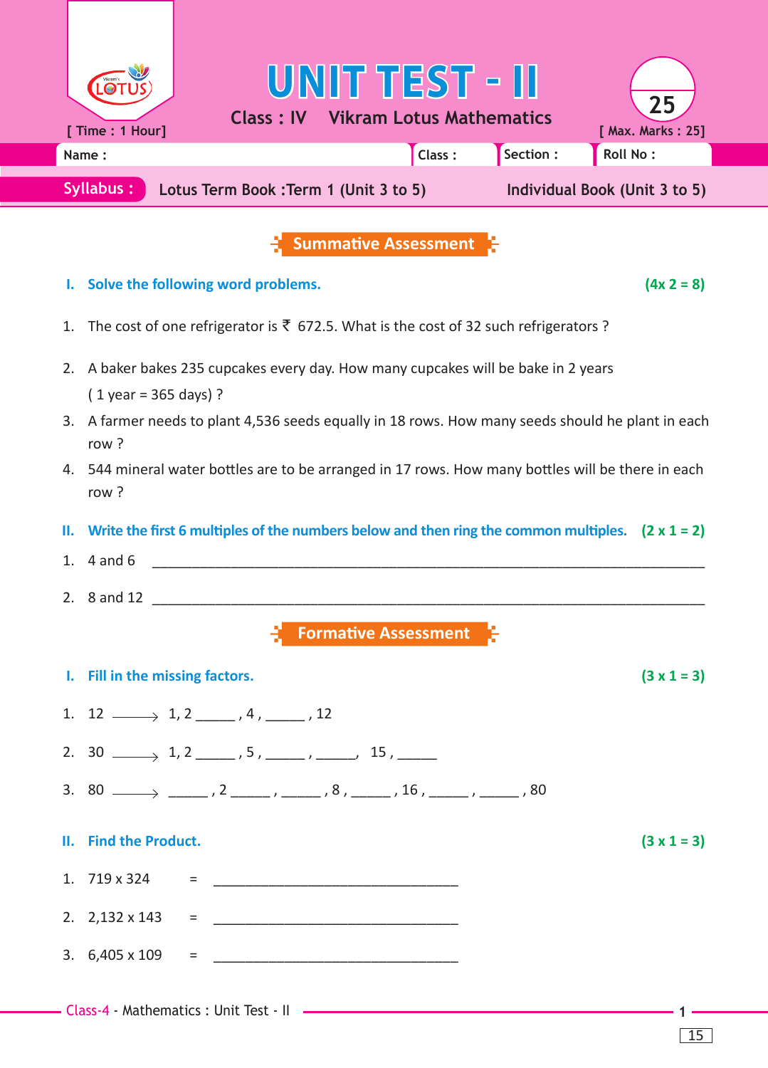# UNIT TEST - II

**Class : IV   Vikram Lotus Mathematics**

[ Time : 1 Hour]   [ Max. Marks : 25]

25

| Name : | Class : | Section : | Roll No : |
|---|---|---|---|

**Syllabus :** Lotus Term Book :Term 1 (Unit 3 to 5)   Individual Book (Unit 3 to 5)

## Summative Assessment

### I. Solve the following word problems. (4x 2 = 8)

1. The cost of one refrigerator is ₹ 672.5. What is the cost of 32 such refrigerators ?
2. A baker bakes 235 cupcakes every day. How many cupcakes will be bake in 2 years ( 1 year = 365 days) ?
3. A farmer needs to plant 4,536 seeds equally in 18 rows. How many seeds should he plant in each row ?
4. 544 mineral water bottles are to be arranged in 17 rows. How many bottles will be there in each row ?

### II. Write the first 6 multiples of the numbers below and then ring the common multiples. (2 x 1 = 2)

1. 4 and 6 ________________________________________
2. 8 and 12 ________________________________________

## Formative Assessment

### I. Fill in the missing factors. (3 x 1 = 3)

1. 12 ⟶ 1, 2 _____ , 4 , _____ , 12
2. 30 ⟶ 1, 2 _____ , 5 , _____ , _____, 15 , _____
3. 80 ⟶ _____ , 2 _____ , _____ , 8 , _____ , 16 , _____ , _____ , 80

### II. Find the Product. (3 x 1 = 3)

1. 719 x 324 = ______________________
2. 2,132 x 143 = ______________________
3. 6,405 x 109 = ______________________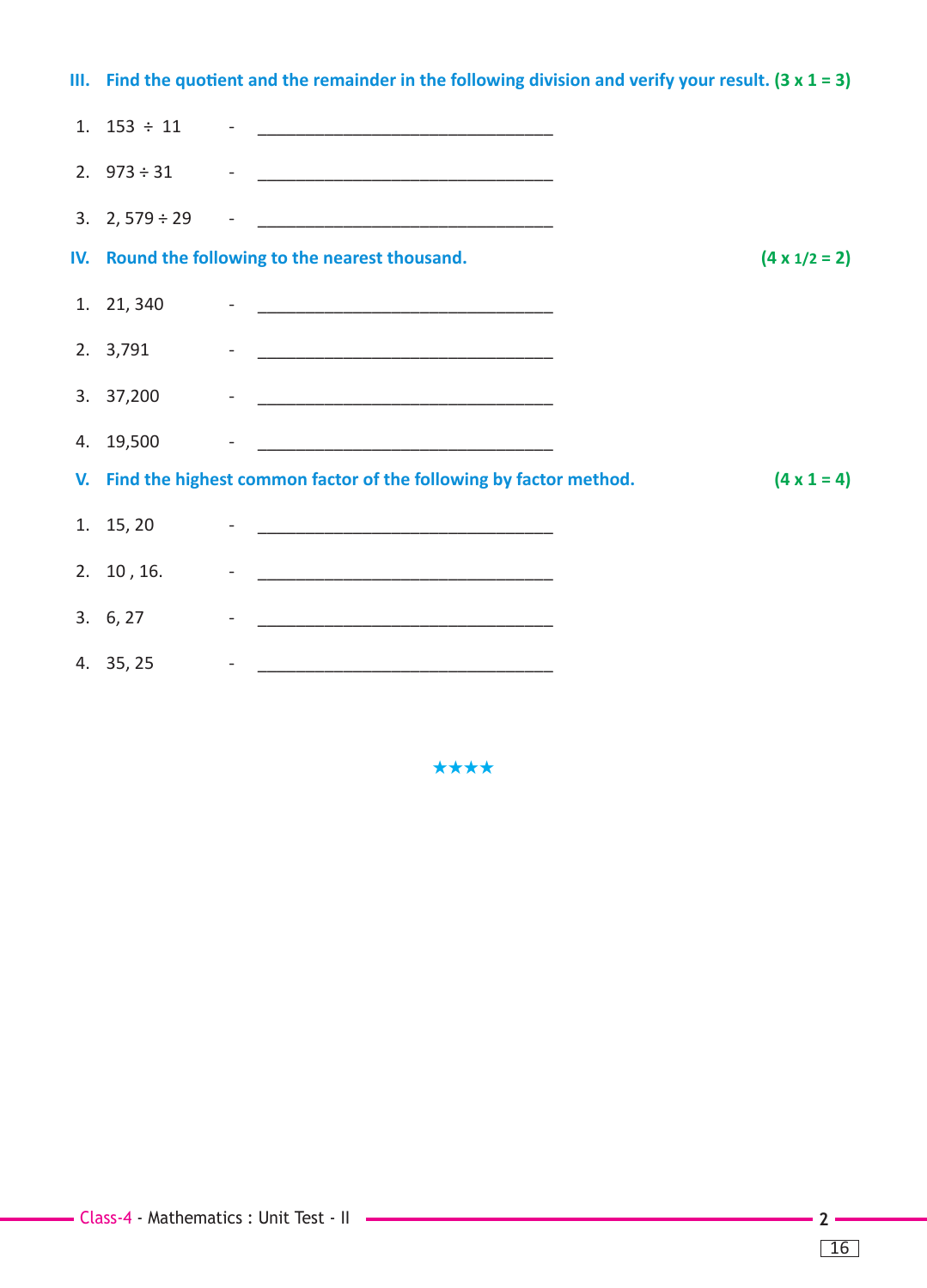**III. Find the quotient and the remainder in the following division and verify your result. (3 x 1 = 3)**

1. 153 ÷ 11 - ________________________________
2. 973 ÷ 31 - ________________________________
3. 2, 579 ÷ 29 - ________________________________

**IV. Round the following to the nearest thousand. (4 x 1/2 = 2)**

1. 21, 340 - ________________________________
2. 3,791 - ________________________________
3. 37,200 - ________________________________
4. 19,500 - ________________________________

**V. Find the highest common factor of the following by factor method. (4 x 1 = 4)**

1. 15, 20 - ________________________________
2. 10 , 16. - ________________________________
3. 6, 27 - ________________________________
4. 35, 25 - ________________________________

★★★★